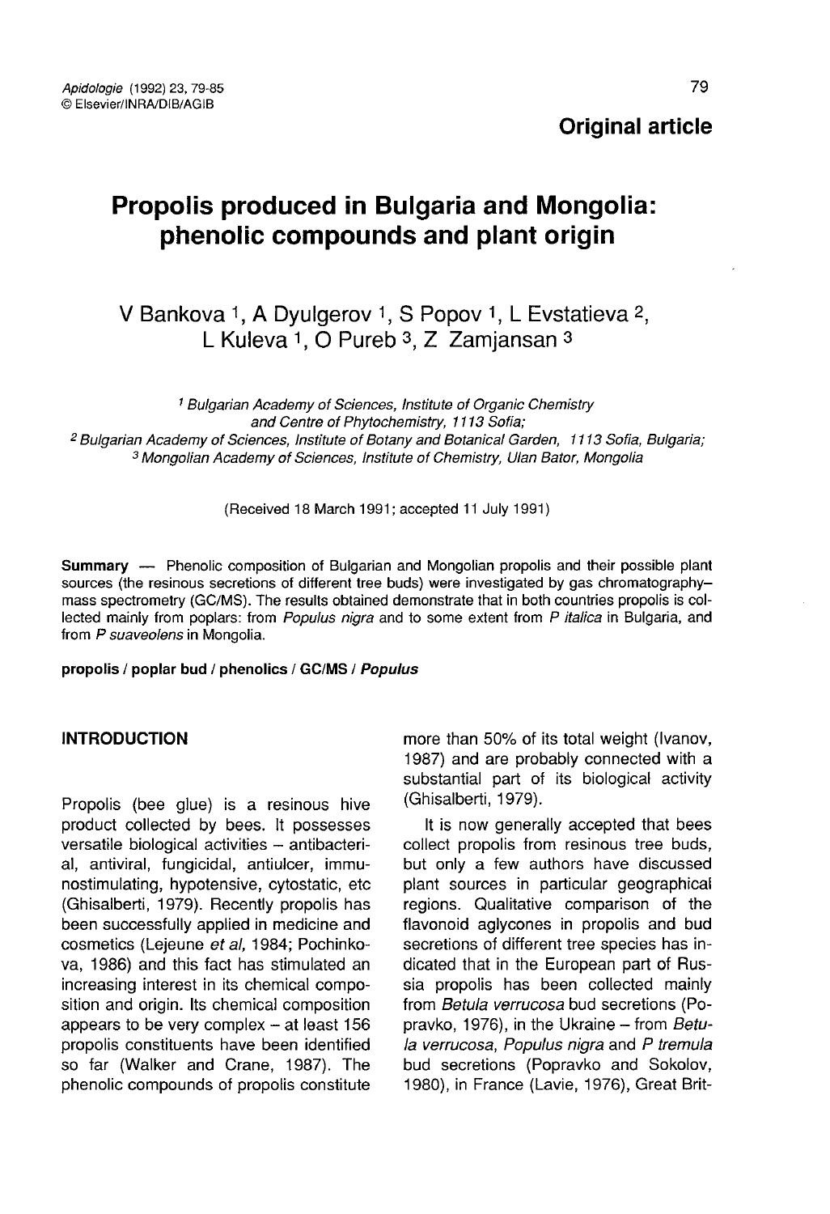**Original article**

# Propolis produced in Bulgaria and Mongolia: phenolic compounds and plant origin

V Bankova [1], A Dyulgerov [1], S Popov [1], L Evstatieva [2], L Kuleva [1], O Pureb [3], Z Zamjansan [3]

[1] Bulgarian Academy of Sciences, Institute of Organic Chemistry and Centre of Phytochemistry, 1113 Sofia;
[2] Bulgarian Academy of Sciences, Institute of Botany and Botanical Garden, 1113 Sofia, Bulgaria;
[3] Mongolian Academy of Sciences, Institute of Chemistry, Ulan Bator, Mongolia

(Received 18 March 1991; accepted 11 July 1991)

**Summary** — Phenolic composition of Bulgarian and Mongolian propolis and their possible plant sources (the resinous secretions of different tree buds) were investigated by gas chromatography–mass spectrometry (GC/MS). The results obtained demonstrate that in both countries propolis is collected mainly from poplars: from *Populus nigra* and to some extent from *P italica* in Bulgaria, and from *P suaveolens* in Mongolia.

**propolis / poplar bud / phenolics / GC/MS / *Populus***

## INTRODUCTION

Propolis (bee glue) is a resinous hive product collected by bees. It possesses versatile biological activities – antibacterial, antiviral, fungicidal, antiulcer, immunostimulating, hypotensive, cytostatic, etc (Ghisalberti, 1979). Recently propolis has been successfully applied in medicine and cosmetics (Lejeune *et al*, 1984; Pochinkova, 1986) and this fact has stimulated an increasing interest in its chemical composition and origin. Its chemical composition appears to be very complex – at least 156 propolis constituents have been identified so far (Walker and Crane, 1987). The phenolic compounds of propolis constitute more than 50% of its total weight (Ivanov, 1987) and are probably connected with a substantial part of its biological activity (Ghisalberti, 1979).

It is now generally accepted that bees collect propolis from resinous tree buds, but only a few authors have discussed plant sources in particular geographical regions. Qualitative comparison of the flavonoid aglycones in propolis and bud secretions of different tree species has indicated that in the European part of Russia propolis has been collected mainly from *Betula verrucosa* bud secretions (Popravko, 1976), in the Ukraine – from *Betula verrucosa*, *Populus nigra* and *P tremula* bud secretions (Popravko and Sokolov, 1980), in France (Lavie, 1976), Great Brit-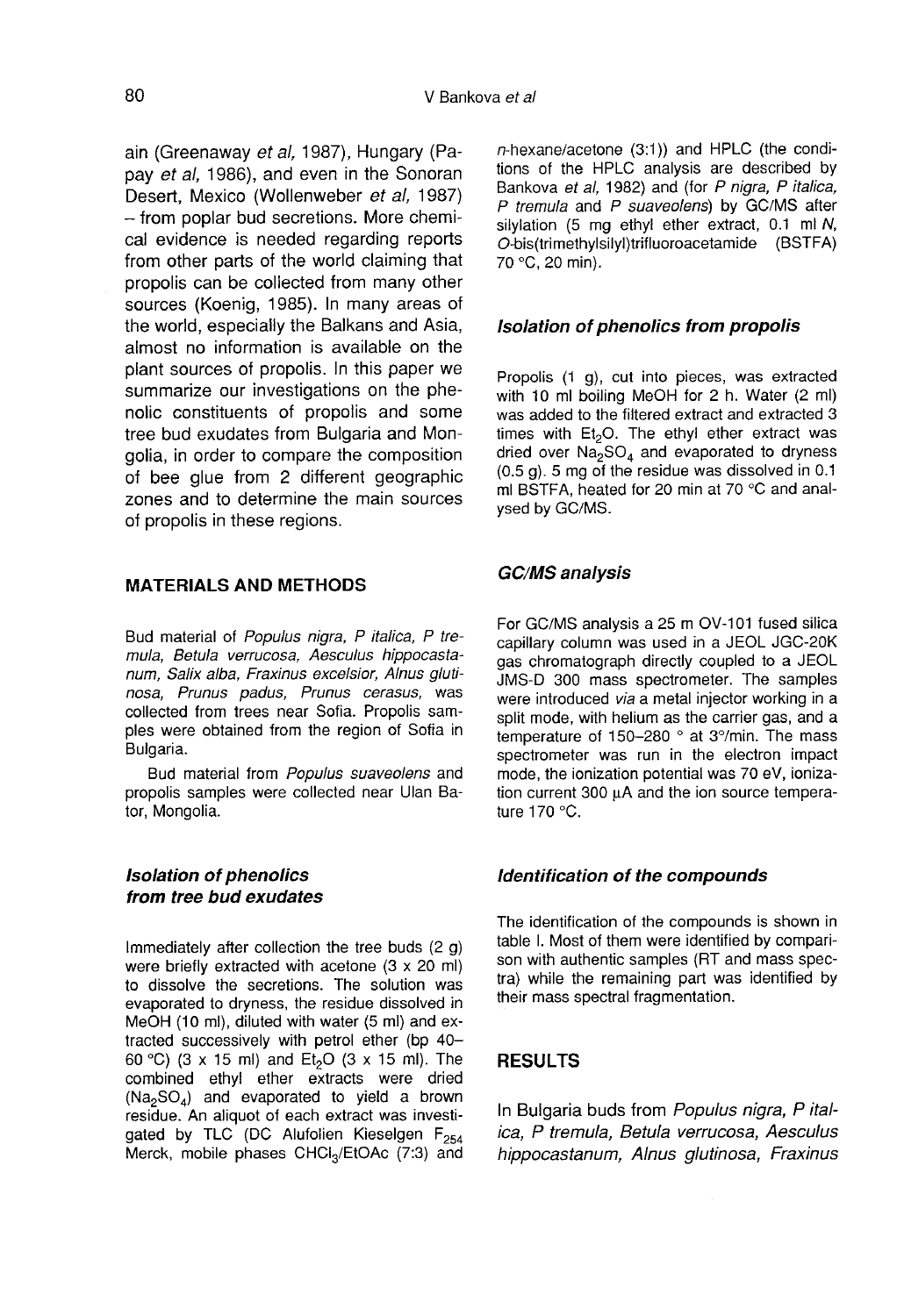ain (Greenaway *et al*, 1987), Hungary (Papay *et al*, 1986), and even in the Sonoran Desert, Mexico (Wollenweber *et al*, 1987) – from poplar bud secretions. More chemical evidence is needed regarding reports from other parts of the world claiming that propolis can be collected from many other sources (Koenig, 1985). In many areas of the world, especially the Balkans and Asia, almost no information is available on the plant sources of propolis. In this paper we summarize our investigations on the phenolic constituents of propolis and some tree bud exudates from Bulgaria and Mongolia, in order to compare the composition of bee glue from 2 different geographic zones and to determine the main sources of propolis in these regions.

## MATERIALS AND METHODS

Bud material of *Populus nigra, P italica, P tremula, Betula verrucosa, Aesculus hippocastanum, Salix alba, Fraxinus excelsior, Alnus glutinosa, Prunus padus, Prunus cerasus,* was collected from trees near Sofia. Propolis samples were obtained from the region of Sofia in Bulgaria.

Bud material from *Populus suaveolens* and propolis samples were collected near Ulan Bator, Mongolia.

### *Isolation of phenolics from tree bud exudates*

Immediately after collection the tree buds (2 g) were briefly extracted with acetone (3 x 20 ml) to dissolve the secretions. The solution was evaporated to dryness, the residue dissolved in MeOH (10 ml), diluted with water (5 ml) and extracted successively with petrol ether (bp 40–60 °C) (3 x 15 ml) and $Et_2O$ (3 x 15 ml). The combined ethyl ether extracts were dried ($Na_2SO_4$) and evaporated to yield a brown residue. An aliquot of each extract was investigated by TLC (DC Alufolien Kieselgen $F_{254}$ Merck, mobile phases $CHCl_3$/EtOAc (7:3) and *n*-hexane/acetone (3:1)) and HPLC (the conditions of the HPLC analysis are described by Bankova *et al*, 1982) and (for *P nigra, P italica, P tremula* and *P suaveolens*) by GC/MS after silylation (5 mg ethyl ether extract, 0.1 ml *N,O*-bis(trimethylsilyl)trifluoroacetamide (BSTFA) 70 °C, 20 min).

### *Isolation of phenolics from propolis*

Propolis (1 g), cut into pieces, was extracted with 10 ml boiling MeOH for 2 h. Water (2 ml) was added to the filtered extract and extracted 3 times with $Et_2O$. The ethyl ether extract was dried over $Na_2SO_4$ and evaporated to dryness (0.5 g). 5 mg of the residue was dissolved in 0.1 ml BSTFA, heated for 20 min at 70 °C and analysed by GC/MS.

### *GC/MS analysis*

For GC/MS analysis a 25 m OV-101 fused silica capillary column was used in a JEOL JGC-20K gas chromatograph directly coupled to a JEOL JMS-D 300 mass spectrometer. The samples were introduced *via* a metal injector working in a split mode, with helium as the carrier gas, and a temperature of 150–280 ° at 3°/min. The mass spectrometer was run in the electron impact mode, the ionization potential was 70 eV, ionization current 300 μA and the ion source temperature 170 °C.

### *Identification of the compounds*

The identification of the compounds is shown in table I. Most of them were identified by comparison with authentic samples (RT and mass spectra) while the remaining part was identified by their mass spectral fragmentation.

## RESULTS

In Bulgaria buds from *Populus nigra, P italica, P tremula, Betula verrucosa, Aesculus hippocastanum, Alnus glutinosa, Fraxinus*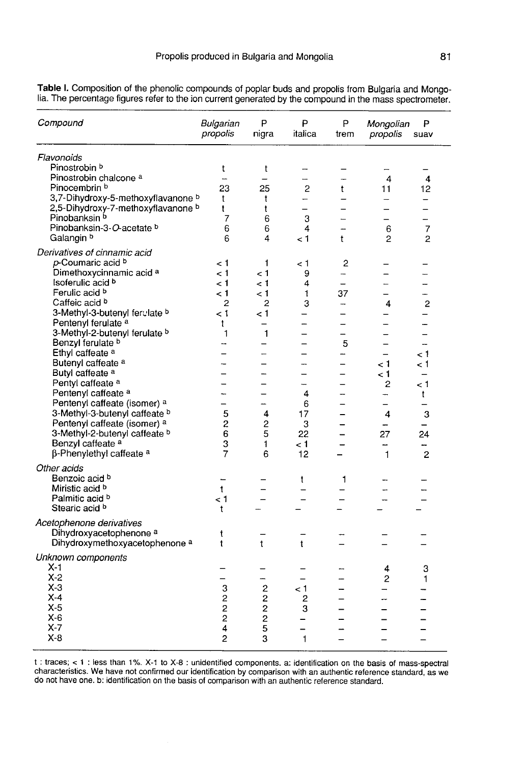**Table I.** Composition of the phenolic compounds of poplar buds and propolis from Bulgaria and Mongolia. The percentage figures refer to the ion current generated by the compound in the mass spectrometer.

| Compound | Bulgarian propolis | P nigra | P italica | P trem | Mongolian propolis | P suav |
|---|---|---|---|---|---|---|
| *Flavonoids* | | | | | | |
| Pinostrobin [b] | t | t | – | – | – | – |
| Pinostrobin chalcone [a] | – | – | – | – | 4 | 4 |
| Pinocembrin [b] | 23 | 25 | 2 | t | 11 | 12 |
| 3,7-Dihydroxy-5-methoxyflavanone [b] | t | t | – | – | – | – |
| 2,5-Dihydroxy-7-methoxyflavanone [b] | t | t | – | – | – | – |
| Pinobanksin [b] | 7 | 6 | 3 | – | – | – |
| Pinobanksin-3-*O*-acetate [b] | 6 | 6 | 4 | – | 6 | 7 |
| Galangin [b] | 6 | 4 | < 1 | t | 2 | 2 |
| *Derivatives of cinnamic acid* | | | | | | |
| *p*-Coumaric acid [b] | < 1 | 1 | < 1 | 2 | – | – |
| Dimethoxycinnamic acid [a] | < 1 | < 1 | 9 | – | – | – |
| Isoferulic acid [b] | < 1 | < 1 | 4 | – | – | – |
| Ferulic acid [b] | < 1 | < 1 | 1 | 37 | – | – |
| Caffeic acid [b] | 2 | 2 | 3 | – | 4 | 2 |
| 3-Methyl-3-butenyl ferulate [b] | < 1 | < 1 | – | – | – | – |
| Pentenyl ferulate [a] | t | – | – | – | – | – |
| 3-Methyl-2-butenyl ferulate [b] | 1 | 1 | – | – | – | – |
| Benzyl ferulate [b] | – | – | – | 5 | – | – |
| Ethyl caffeate [a] | – | – | – | – | – | < 1 |
| Butenyl caffeate [a] | – | – | – | – | < 1 | < 1 |
| Butyl caffeate [a] | – | – | – | – | < 1 | – |
| Pentyl caffeate [a] | – | – | – | – | 2 | < 1 |
| Pentenyl caffeate [a] | – | – | 4 | – | – | t |
| Pentenyl caffeate (isomer) [a] | – | – | 6 | – | – | – |
| 3-Methyl-3-butenyl caffeate [b] | 5 | 4 | 17 | – | 4 | 3 |
| Pentenyl caffeate (isomer) [a] | 2 | 2 | 3 | – | – | – |
| 3-Methyl-2-butenyl caffeate [b] | 6 | 5 | 22 | – | 27 | 24 |
| Benzyl caffeate [a] | 3 | 1 | < 1 | – | – | – |
| β-Phenylethyl caffeate [a] | 7 | 6 | 12 | – | 1 | 2 |
| *Other acids* | | | | | | |
| Benzoic acid [b] | – | – | t | 1 | – | – |
| Miristic acid [b] | t | – | – | – | – | – |
| Palmitic acid [b] | < 1 | – | – | – | – | – |
| Stearic acid [b] | t | – | – | – | – | – |
| *Acetophenone derivatives* | | | | | | |
| Dihydroxyacetophenone [a] | t | – | – | – | – | – |
| Dihydroxymethoxyacetophenone [a] | t | t | t | – | – | – |
| *Unknown components* | | | | | | |
| X-1 | – | – | – | – | 4 | 3 |
| X-2 | – | – | – | – | 2 | 1 |
| X-3 | 3 | 2 | < 1 | – | – | – |
| X-4 | 2 | 2 | 2 | – | – | – |
| X-5 | 2 | 2 | 3 | – | – | – |
| X-6 | 2 | 2 | – | – | – | – |
| X-7 | 4 | 5 | – | – | – | – |
| X-8 | 2 | 3 | 1 | – | – | – |

t : traces; < 1 : less than 1%. X-1 to X-8 : unidentified components. a: identification on the basis of mass-spectral characteristics. We have not confirmed our identification by comparison with an authentic reference standard, as we do not have one. b: identification on the basis of comparison with an authentic reference standard.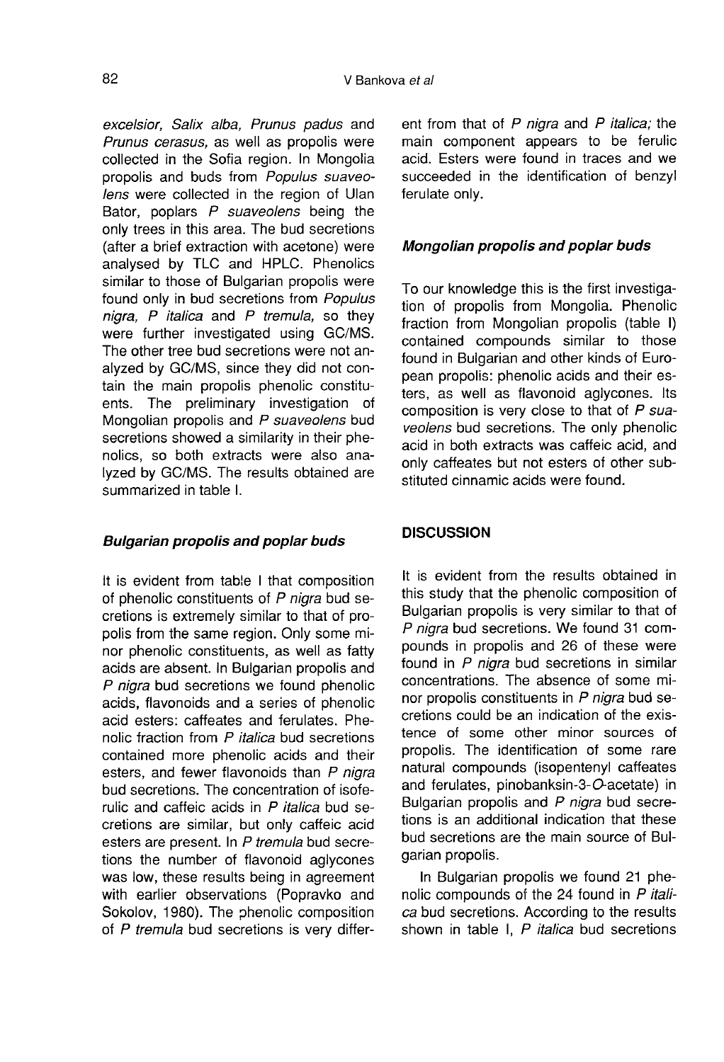excelsior, *Salix alba*, *Prunus padus* and *Prunus cerasus*, as well as propolis were collected in the Sofia region. In Mongolia propolis and buds from *Populus suaveolens* were collected in the region of Ulan Bator, poplars *P suaveolens* being the only trees in this area. The bud secretions (after a brief extraction with acetone) were analysed by TLC and HPLC. Phenolics similar to those of Bulgarian propolis were found only in bud secretions from *Populus nigra*, *P italica* and *P tremula*, so they were further investigated using GC/MS. The other tree bud secretions were not analyzed by GC/MS, since they did not contain the main propolis phenolic constituents. The preliminary investigation of Mongolian propolis and *P suaveolens* bud secretions showed a similarity in their phenolics, so both extracts were also analyzed by GC/MS. The results obtained are summarized in table I.

### *Bulgarian propolis and poplar buds*

It is evident from table I that composition of phenolic constituents of *P nigra* bud secretions is extremely similar to that of propolis from the same region. Only some minor phenolic constituents, as well as fatty acids are absent. In Bulgarian propolis and *P nigra* bud secretions we found phenolic acids, flavonoids and a series of phenolic acid esters: caffeates and ferulates. Phenolic fraction from *P italica* bud secretions contained more phenolic acids and their esters, and fewer flavonoids than *P nigra* bud secretions. The concentration of isoferulic and caffeic acids in *P italica* bud secretions are similar, but only caffeic acid esters are present. In *P tremula* bud secretions the number of flavonoid aglycones was low, these results being in agreement with earlier observations (Popravko and Sokolov, 1980). The phenolic composition of *P tremula* bud secretions is very different from that of *P nigra* and *P italica;* the main component appears to be ferulic acid. Esters were found in traces and we succeeded in the identification of benzyl ferulate only.

### *Mongolian propolis and poplar buds*

To our knowledge this is the first investigation of propolis from Mongolia. Phenolic fraction from Mongolian propolis (table I) contained compounds similar to those found in Bulgarian and other kinds of European propolis: phenolic acids and their esters, as well as flavonoid aglycones. Its composition is very close to that of *P suaveolens* bud secretions. The only phenolic acid in both extracts was caffeic acid, and only caffeates but not esters of other substituted cinnamic acids were found.

## DISCUSSION

It is evident from the results obtained in this study that the phenolic composition of Bulgarian propolis is very similar to that of *P nigra* bud secretions. We found 31 compounds in propolis and 26 of these were found in *P nigra* bud secretions in similar concentrations. The absence of some minor propolis constituents in *P nigra* bud secretions could be an indication of the existence of some other minor sources of propolis. The identification of some rare natural compounds (isopentenyl caffeates and ferulates, pinobanksin-3-*O*-acetate) in Bulgarian propolis and *P nigra* bud secretions is an additional indication that these bud secretions are the main source of Bulgarian propolis.

In Bulgarian propolis we found 21 phenolic compounds of the 24 found in *P italica* bud secretions. According to the results shown in table I, *P italica* bud secretions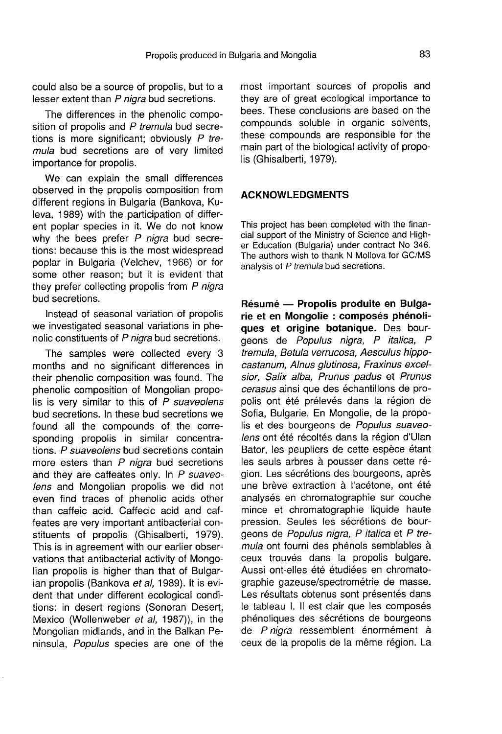could also be a source of propolis, but to a lesser extent than *P nigra* bud secretions.

The differences in the phenolic composition of propolis and *P tremula* bud secretions is more significant; obviously *P tremula* bud secretions are of very limited importance for propolis.

We can explain the small differences observed in the propolis composition from different regions in Bulgaria (Bankova, Kuleva, 1989) with the participation of different poplar species in it. We do not know why the bees prefer *P nigra* bud secretions: because this is the most widespread poplar in Bulgaria (Velchev, 1966) or for some other reason; but it is evident that they prefer collecting propolis from *P nigra* bud secretions.

Instead of seasonal variation of propolis we investigated seasonal variations in phenolic constituents of *P nigra* bud secretions.

The samples were collected every 3 months and no significant differences in their phenolic composition was found. The phenolic composition of Mongolian propolis is very similar to this of *P suaveolens* bud secretions. In these bud secretions we found all the compounds of the corresponding propolis in similar concentrations. *P suaveolens* bud secretions contain more esters than *P nigra* bud secretions and they are caffeates only. In *P suaveolens* and Mongolian propolis we did not even find traces of phenolic acids other than caffeic acid. Caffecic acid and caffeates are very important antibacterial constituents of propolis (Ghisalberti, 1979). This is in agreement with our earlier observations that antibacterial activity of Mongolian propolis is higher than that of Bulgarian propolis (Bankova *et al*, 1989). It is evident that under different ecological conditions: in desert regions (Sonoran Desert, Mexico (Wollenweber *et al*, 1987)), in the Mongolian midlands, and in the Balkan Peninsula, *Populus* species are one of the most important sources of propolis and they are of great ecological importance to bees. These conclusions are based on the compounds soluble in organic solvents, these compounds are responsible for the main part of the biological activity of propolis (Ghisalberti, 1979).

## ACKNOWLEDGMENTS

This project has been completed with the financial support of the Ministry of Science and Higher Education (Bulgaria) under contract No 346. The authors wish to thank N Mollova for GC/MS analysis of *P tremula* bud secretions.

**Résumé — Propolis produite en Bulgarie et en Mongolie : composés phénoliques et origine botanique.** Des bourgeons de *Populus nigra*, *P italica*, *P tremula*, *Betula verrucosa*, *Aesculus hippocastanum*, *Alnus glutinosa*, *Fraxinus excelsior*, *Salix alba*, *Prunus padus* et *Prunus cerasus* ainsi que des échantillons de propolis ont été prélevés dans la région de Sofia, Bulgarie. En Mongolie, de la propolis et des bourgeons de *Populus suaveolens* ont été récoltés dans la région d'Ulan Bator, les peupliers de cette espèce étant les seuls arbres à pousser dans cette région. Les sécrétions des bourgeons, après une brève extraction à l'acétone, ont été analysés en chromatographie sur couche mince et chromatographie liquide haute pression. Seules les sécrétions de bourgeons de *Populus nigra*, *P italica* et *P tremula* ont fourni des phénols semblables à ceux trouvés dans la propolis bulgare. Aussi ont-elles été étudiées en chromatographie gazeuse/spectrométrie de masse. Les résultats obtenus sont présentés dans le tableau I. Il est clair que les composés phénoliques des sécrétions de bourgeons de *P nigra* ressemblent énormément à ceux de la propolis de la même région. La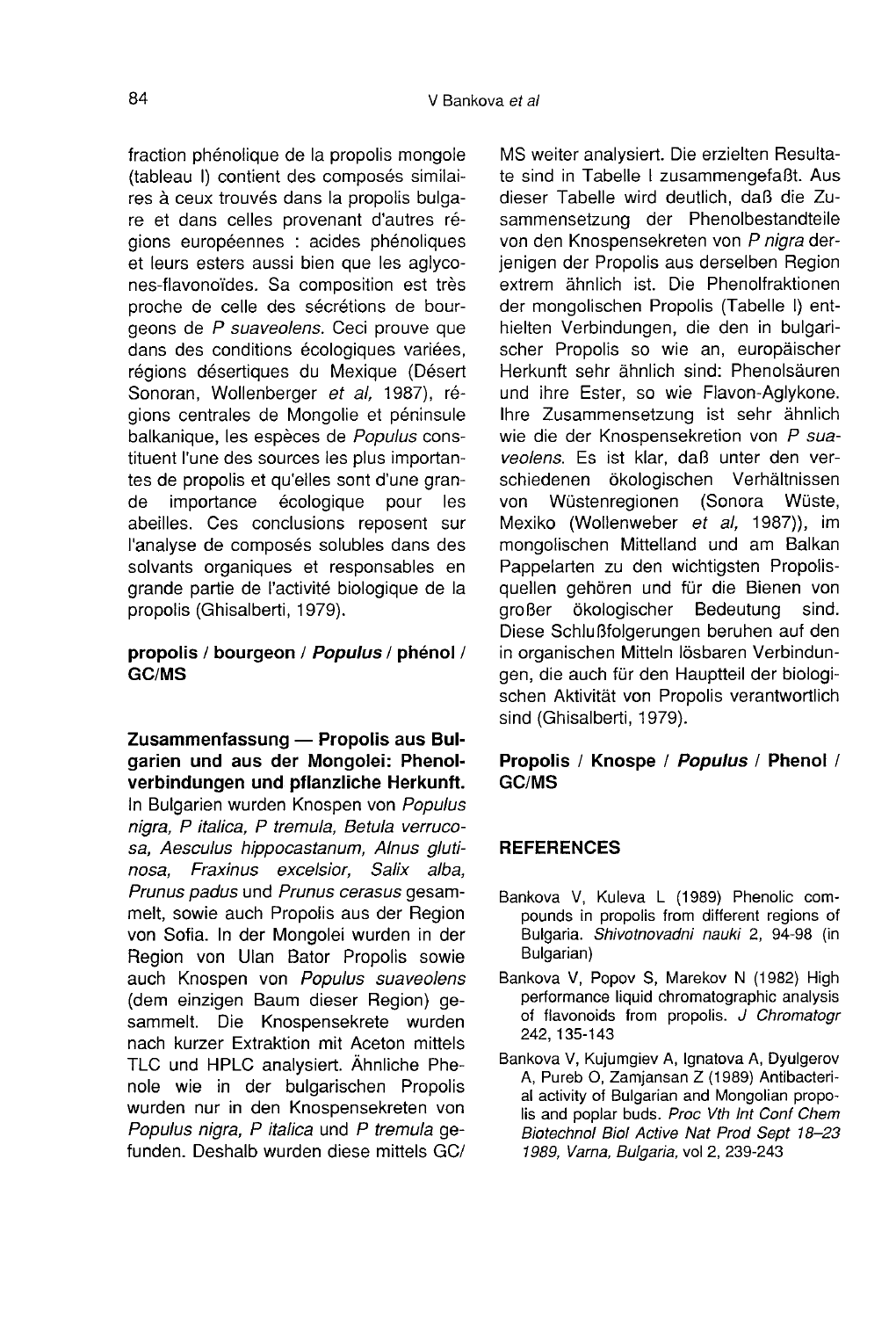fraction phénolique de la propolis mongole (tableau I) contient des composés similaires à ceux trouvés dans la propolis bulgare et dans celles provenant d'autres régions européennes : acides phénoliques et leurs esters aussi bien que les aglycones-flavonoïdes. Sa composition est très proche de celle des sécrétions de bourgeons de *P suaveolens*. Ceci prouve que dans des conditions écologiques variées, régions désertiques du Mexique (Désert Sonoran, Wollenberger *et al*, 1987), régions centrales de Mongolie et péninsule balkanique, les espèces de *Populus* constituent l'une des sources les plus importantes de propolis et qu'elles sont d'une grande importance écologique pour les abeilles. Ces conclusions reposent sur l'analyse de composés solubles dans des solvants organiques et responsables en grande partie de l'activité biologique de la propolis (Ghisalberti, 1979).

**propolis / bourgeon / *Populus* / phénol / GC/MS**

**Zusammenfassung — Propolis aus Bulgarien und aus der Mongolei: Phenolverbindungen und pflanzliche Herkunft.** In Bulgarien wurden Knospen von *Populus nigra, P italica, P tremula, Betula verrucosa, Aesculus hippocastanum, Alnus glutinosa, Fraxinus excelsior, Salix alba, Prunus padus* und *Prunus cerasus* gesammelt, sowie auch Propolis aus der Region von Sofia. In der Mongolei wurden in der Region von Ulan Bator Propolis sowie auch Knospen von *Populus suaveolens* (dem einzigen Baum dieser Region) gesammelt. Die Knospensekrete wurden nach kurzer Extraktion mit Aceton mittels TLC und HPLC analysiert. Ähnliche Phenole wie in der bulgarischen Propolis wurden nur in den Knospensekreten von *Populus nigra, P italica* und *P tremula* gefunden. Deshalb wurden diese mittels GC/MS weiter analysiert. Die erzielten Resultate sind in Tabelle I zusammengefaßt. Aus dieser Tabelle wird deutlich, daß die Zusammensetzung der Phenolbestandteile von den Knospensekreten von *P nigra* derjenigen der Propolis aus derselben Region extrem ähnlich ist. Die Phenolfraktionen der mongolischen Propolis (Tabelle I) enthielten Verbindungen, die den in bulgarischer Propolis so wie an, europäischer Herkunft sehr ähnlich sind: Phenolsäuren und ihre Ester, so wie Flavon-Aglykone. Ihre Zusammensetzung ist sehr ähnlich wie die der Knospensekretion von *P suaveolens*. Es ist klar, daß unter den verschiedenen ökologischen Verhältnissen von Wüstenregionen (Sonora Wüste, Mexiko (Wollenweber *et al*, 1987)), im mongolischen Mittelland und am Balkan Pappelarten zu den wichtigsten Propolisquellen gehören und für die Bienen von großer ökologischer Bedeutung sind. Diese Schlußfolgerungen beruhen auf den in organischen Mitteln lösbaren Verbindungen, die auch für den Hauptteil der biologischen Aktivität von Propolis verantwortlich sind (Ghisalberti, 1979).

**Propolis / Knospe / *Populus* / Phenol / GC/MS**

## REFERENCES

Bankova V, Kuleva L (1989) Phenolic compounds in propolis from different regions of Bulgaria. *Shivotnovadni nauki* 2, 94-98 (in Bulgarian)

Bankova V, Popov S, Marekov N (1982) High performance liquid chromatographic analysis of flavonoids from propolis. *J Chromatogr* 242, 135-143

Bankova V, Kujumgiev A, Ignatova A, Dyulgerov A, Pureb O, Zamjansan Z (1989) Antibacterial activity of Bulgarian and Mongolian propolis and poplar buds. *Proc Vth Int Conf Chem Biotechnol Biol Active Nat Prod Sept 18–23 1989, Varna, Bulgaria*, vol 2, 239-243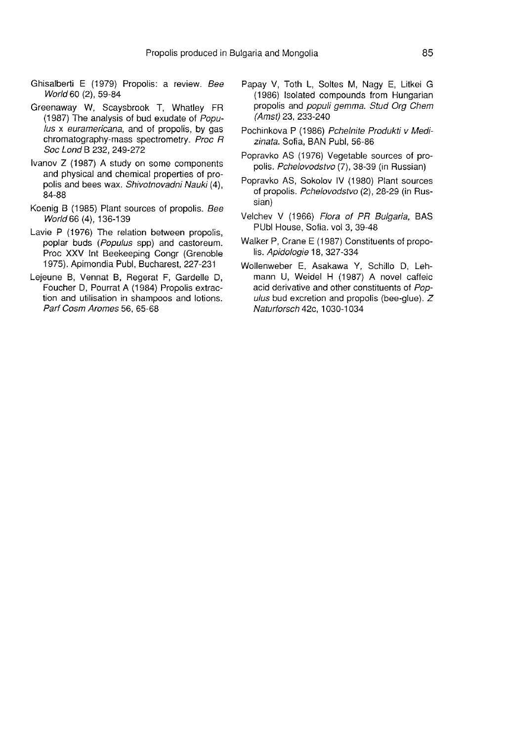Ghisalberti E (1979) Propolis: a review. *Bee World* 60 (2), 59-84

Greenaway W, Scaysbrook T, Whatley FR (1987) The analysis of bud exudate of *Populus* x *euramericana*, and of propolis, by gas chromatography-mass spectrometry. *Proc R Soc Lond* B 232, 249-272

Ivanov Z (1987) A study on some components and physical and chemical properties of propolis and bees wax. *Shivotnovadni Nauki* (4), 84-88

Koenig B (1985) Plant sources of propolis. *Bee World* 66 (4), 136-139

Lavie P (1976) The relation between propolis, poplar buds (*Populus* spp) and castoreum. Proc XXV Int Beekeeping Congr (Grenoble 1975). Apimondia Publ, Bucharest, 227-231

Lejeune B, Vennat B, Regerat F, Gardelle D, Foucher D, Pourrat A (1984) Propolis extraction and utilisation in shampoos and lotions. *Parf Cosm Aromes* 56, 65-68

Papay V, Toth L, Soltes M, Nagy E, Litkei G (1986) Isolated compounds from Hungarian propolis and *populi gemma*. *Stud Org Chem (Amst)* 23, 233-240

Pochinkova P (1986) *Pchelnite Produkti v Medizinata*. Sofia, BAN Publ, 56-86

Popravko AS (1976) Vegetable sources of propolis. *Pchelovodstvo* (7), 38-39 (in Russian)

Popravko AS, Sokolov IV (1980) Plant sources of propolis. *Pchelovodstvo* (2), 28-29 (in Russian)

Velchev V (1966) *Flora of PR Bulgaria,* BAS PUbl House, Sofia. vol 3, 39-48

Walker P, Crane E (1987) Constituents of propolis. *Apidologie* 18, 327-334

Wollenweber E, Asakawa Y, Schillo D, Lehmann U, Weidel H (1987) A novel caffeic acid derivative and other constituents of *Populus* bud excretion and propolis (bee-glue). *Z Naturforsch* 42c, 1030-1034